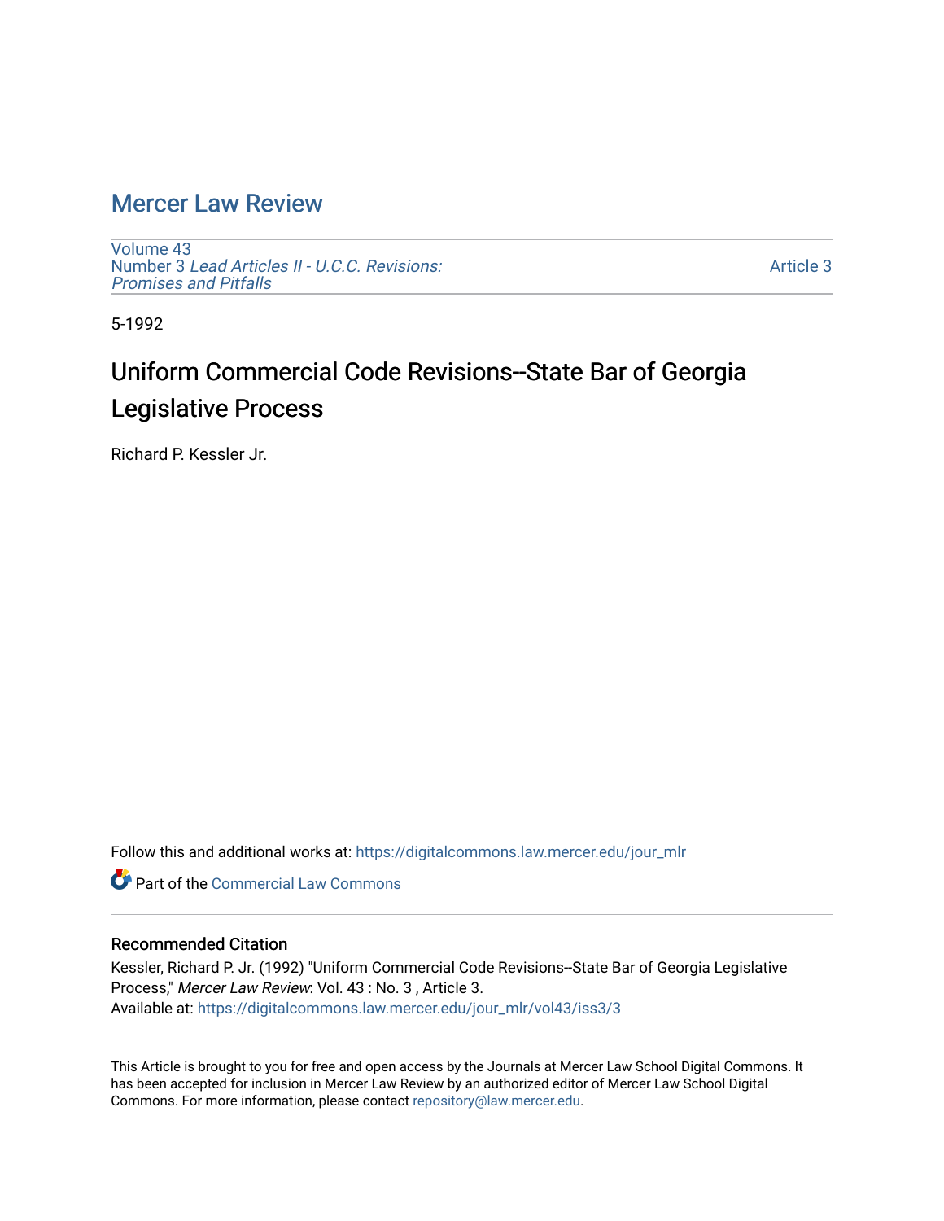# Mercer Law Review

Volume 43
Number 3 *Lead Articles II - U.C.C. Revisions: Promises and Pitfalls*

Article 3

5-1992

## Uniform Commercial Code Revisions--State Bar of Georgia Legislative Process

Richard P. Kessler Jr.

Follow this and additional works at: https://digitalcommons.law.mercer.edu/jour_mlr

Part of the Commercial Law Commons

### Recommended Citation

Kessler, Richard P. Jr. (1992) "Uniform Commercial Code Revisions--State Bar of Georgia Legislative Process," *Mercer Law Review*: Vol. 43 : No. 3 , Article 3.
Available at: https://digitalcommons.law.mercer.edu/jour_mlr/vol43/iss3/3

This Article is brought to you for free and open access by the Journals at Mercer Law School Digital Commons. It has been accepted for inclusion in Mercer Law Review by an authorized editor of Mercer Law School Digital Commons. For more information, please contact repository@law.mercer.edu.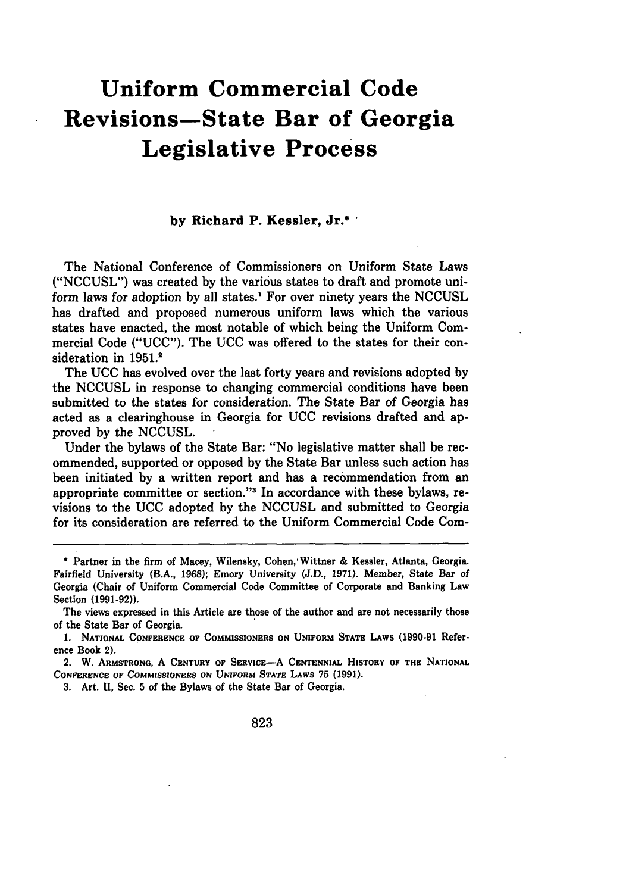# Uniform Commercial Code Revisions—State Bar of Georgia Legislative Process

**by Richard P. Kessler, Jr.***

The National Conference of Commissioners on Uniform State Laws ("NCCUSL") was created by the various states to draft and promote uniform laws for adoption by all states.[1] For over ninety years the NCCUSL has drafted and proposed numerous uniform laws which the various states have enacted, the most notable of which being the Uniform Commercial Code ("UCC"). The UCC was offered to the states for their consideration in 1951.[2]

The UCC has evolved over the last forty years and revisions adopted by the NCCUSL in response to changing commercial conditions have been submitted to the states for consideration. The State Bar of Georgia has acted as a clearinghouse in Georgia for UCC revisions drafted and approved by the NCCUSL.

Under the bylaws of the State Bar: "No legislative matter shall be recommended, supported or opposed by the State Bar unless such action has been initiated by a written report and has a recommendation from an appropriate committee or section."[3] In accordance with these bylaws, revisions to the UCC adopted by the NCCUSL and submitted to Georgia for its consideration are referred to the Uniform Commercial Code Com-

---

\* Partner in the firm of Macey, Wilensky, Cohen, Wittner & Kessler, Atlanta, Georgia. Fairfield University (B.A., 1968); Emory University (J.D., 1971). Member, State Bar of Georgia (Chair of Uniform Commercial Code Committee of Corporate and Banking Law Section (1991-92)).

The views expressed in this Article are those of the author and are not necessarily those of the State Bar of Georgia.

1. National Conference of Commissioners on Uniform State Laws (1990-91 Reference Book 2).

2. W. Armstrong, A Century of Service—A Centennial History of the National Conference of Commissioners on Uniform State Laws 75 (1991).

3. Art. II, Sec. 5 of the Bylaws of the State Bar of Georgia.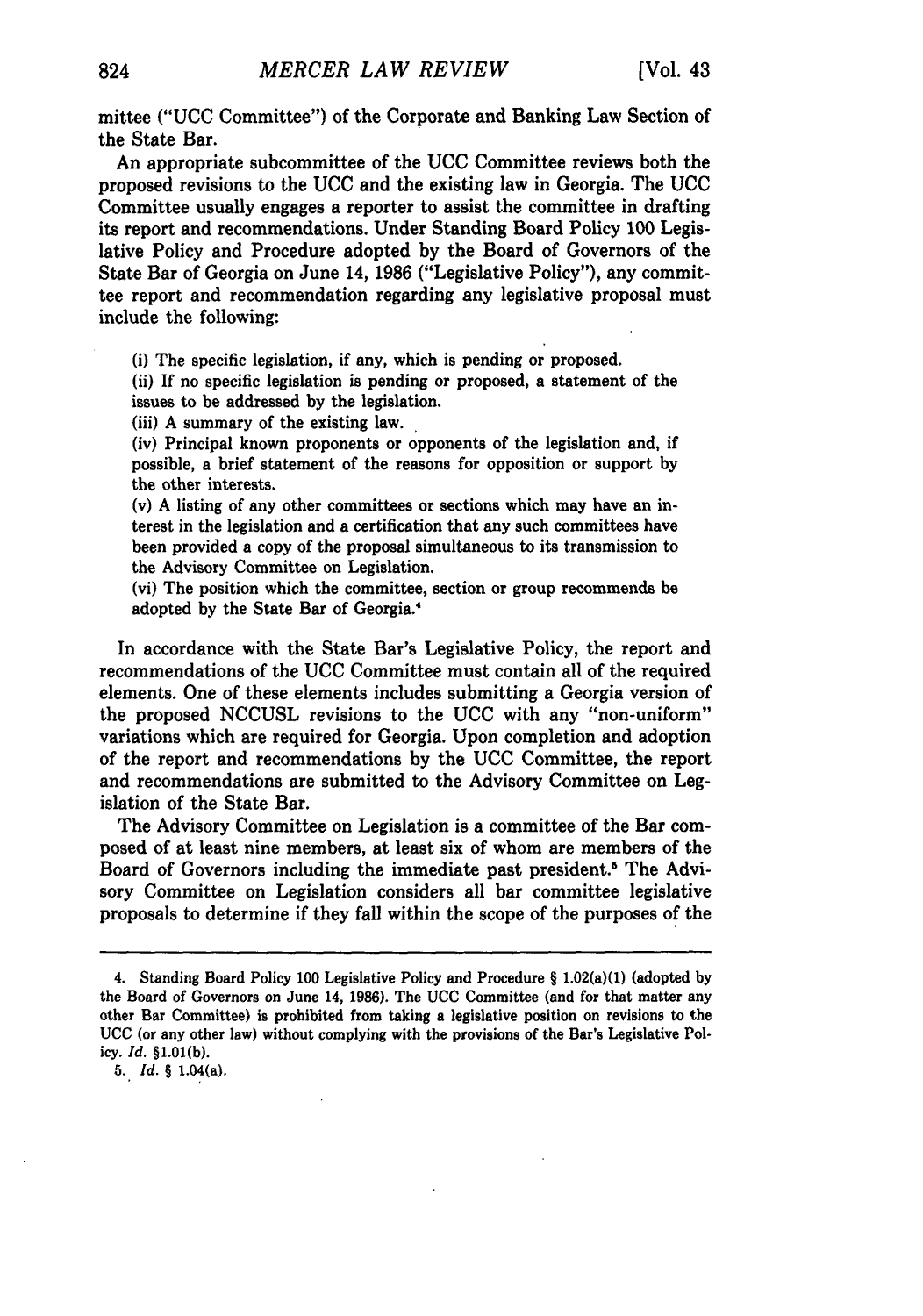mittee ("UCC Committee") of the Corporate and Banking Law Section of the State Bar.

An appropriate subcommittee of the UCC Committee reviews both the proposed revisions to the UCC and the existing law in Georgia. The UCC Committee usually engages a reporter to assist the committee in drafting its report and recommendations. Under Standing Board Policy 100 Legislative Policy and Procedure adopted by the Board of Governors of the State Bar of Georgia on June 14, 1986 ("Legislative Policy"), any committee report and recommendation regarding any legislative proposal must include the following:

> (i) The specific legislation, if any, which is pending or proposed.
> (ii) If no specific legislation is pending or proposed, a statement of the issues to be addressed by the legislation.
> (iii) A summary of the existing law.
> (iv) Principal known proponents or opponents of the legislation and, if possible, a brief statement of the reasons for opposition or support by the other interests.
> (v) A listing of any other committees or sections which may have an interest in the legislation and a certification that any such committees have been provided a copy of the proposal simultaneous to its transmission to the Advisory Committee on Legislation.
> (vi) The position which the committee, section or group recommends be adopted by the State Bar of Georgia.[4]

In accordance with the State Bar's Legislative Policy, the report and recommendations of the UCC Committee must contain all of the required elements. One of these elements includes submitting a Georgia version of the proposed NCCUSL revisions to the UCC with any "non-uniform" variations which are required for Georgia. Upon completion and adoption of the report and recommendations by the UCC Committee, the report and recommendations are submitted to the Advisory Committee on Legislation of the State Bar.

The Advisory Committee on Legislation is a committee of the Bar composed of at least nine members, at least six of whom are members of the Board of Governors including the immediate past president.[5] The Advisory Committee on Legislation considers all bar committee legislative proposals to determine if they fall within the scope of the purposes of the

---

4. Standing Board Policy 100 Legislative Policy and Procedure § 1.02(a)(1) (adopted by the Board of Governors on June 14, 1986). The UCC Committee (and for that matter any other Bar Committee) is prohibited from taking a legislative position on revisions to the UCC (or any other law) without complying with the provisions of the Bar's Legislative Policy. *Id.* §1.01(b).

5. *Id.* § 1.04(a).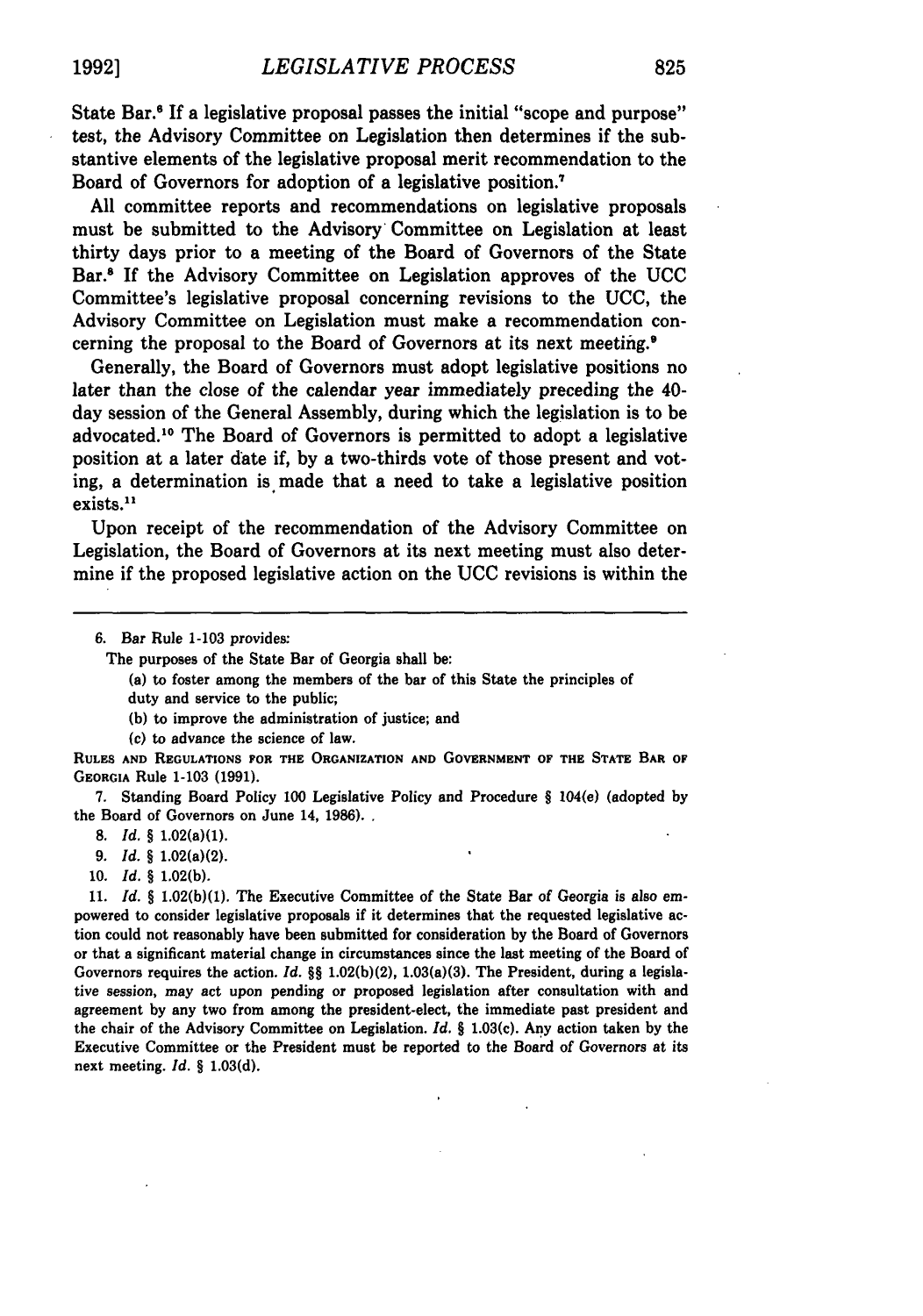State Bar.[6] If a legislative proposal passes the initial "scope and purpose" test, the Advisory Committee on Legislation then determines if the substantive elements of the legislative proposal merit recommendation to the Board of Governors for adoption of a legislative position.[7]

All committee reports and recommendations on legislative proposals must be submitted to the Advisory Committee on Legislation at least thirty days prior to a meeting of the Board of Governors of the State Bar.[8] If the Advisory Committee on Legislation approves of the UCC Committee's legislative proposal concerning revisions to the UCC, the Advisory Committee on Legislation must make a recommendation concerning the proposal to the Board of Governors at its next meeting.[9]

Generally, the Board of Governors must adopt legislative positions no later than the close of the calendar year immediately preceding the 40-day session of the General Assembly, during which the legislation is to be advocated.[10] The Board of Governors is permitted to adopt a legislative position at a later date if, by a two-thirds vote of those present and voting, a determination is made that a need to take a legislative position exists.[11]

Upon receipt of the recommendation of the Advisory Committee on Legislation, the Board of Governors at its next meeting must also determine if the proposed legislative action on the UCC revisions is within the

---

6. Bar Rule 1-103 provides:

> The purposes of the State Bar of Georgia shall be:
>
> (a) to foster among the members of the bar of this State the principles of duty and service to the public;
>
> (b) to improve the administration of justice; and
>
> (c) to advance the science of law.

RULES AND REGULATIONS FOR THE ORGANIZATION AND GOVERNMENT OF THE STATE BAR OF GEORGIA Rule 1-103 (1991).

7. Standing Board Policy 100 Legislative Policy and Procedure § 104(e) (adopted by the Board of Governors on June 14, 1986).

8. *Id.* § 1.02(a)(1).

9. *Id.* § 1.02(a)(2).

10. *Id.* § 1.02(b).

11. *Id.* § 1.02(b)(1). The Executive Committee of the State Bar of Georgia is also empowered to consider legislative proposals if it determines that the requested legislative action could not reasonably have been submitted for consideration by the Board of Governors or that a significant material change in circumstances since the last meeting of the Board of Governors requires the action. *Id.* §§ 1.02(b)(2), 1.03(a)(3). The President, during a legislative session, may act upon pending or proposed legislation after consultation with and agreement by any two from among the president-elect, the immediate past president and the chair of the Advisory Committee on Legislation. *Id.* § 1.03(c). Any action taken by the Executive Committee or the President must be reported to the Board of Governors at its next meeting. *Id.* § 1.03(d).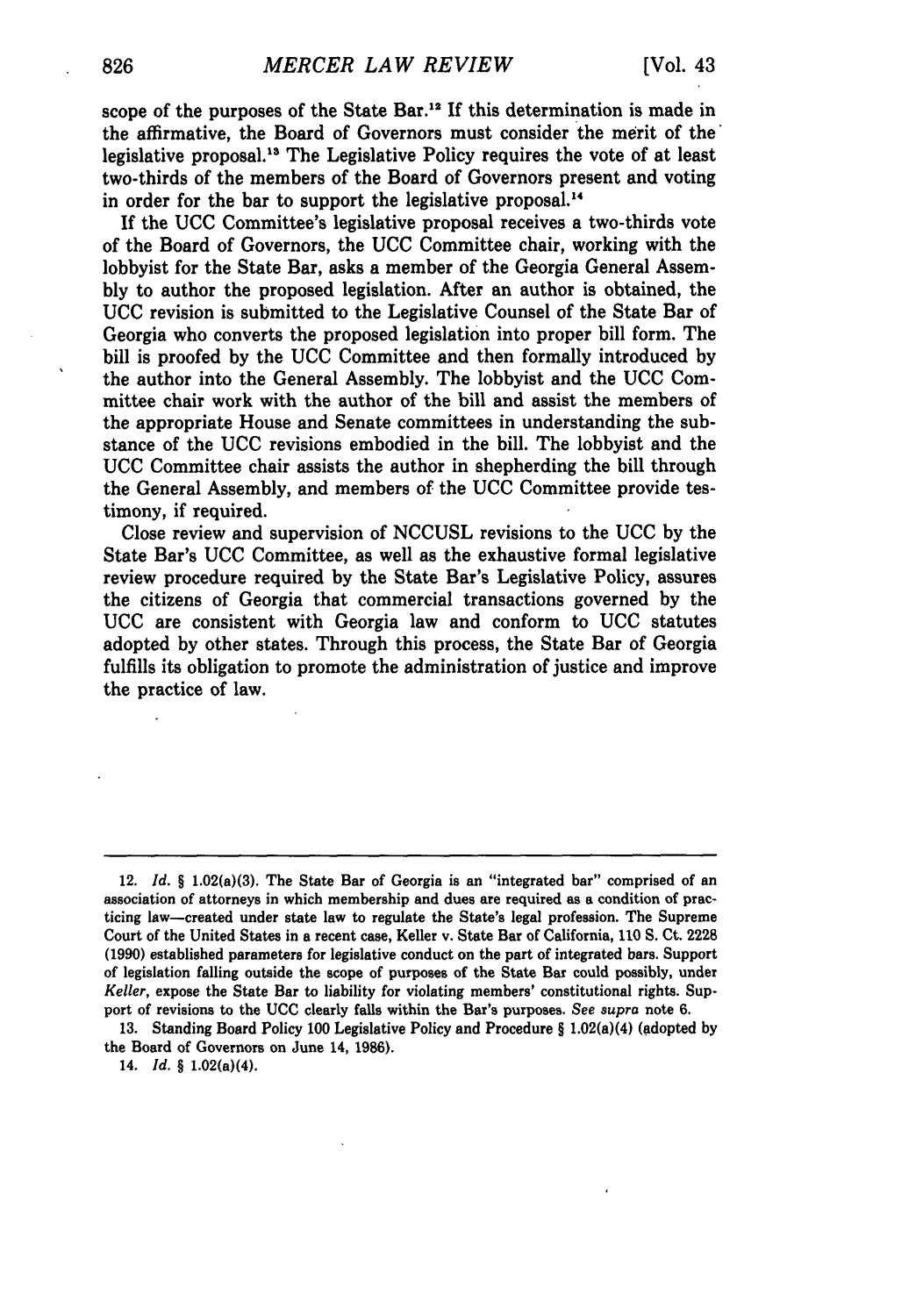scope of the purposes of the State Bar.[12] If this determination is made in the affirmative, the Board of Governors must consider the merit of the legislative proposal.[13] The Legislative Policy requires the vote of at least two-thirds of the members of the Board of Governors present and voting in order for the bar to support the legislative proposal.[14]

If the UCC Committee's legislative proposal receives a two-thirds vote of the Board of Governors, the UCC Committee chair, working with the lobbyist for the State Bar, asks a member of the Georgia General Assembly to author the proposed legislation. After an author is obtained, the UCC revision is submitted to the Legislative Counsel of the State Bar of Georgia who converts the proposed legislation into proper bill form. The bill is proofed by the UCC Committee and then formally introduced by the author into the General Assembly. The lobbyist and the UCC Committee chair work with the author of the bill and assist the members of the appropriate House and Senate committees in understanding the substance of the UCC revisions embodied in the bill. The lobbyist and the UCC Committee chair assists the author in shepherding the bill through the General Assembly, and members of the UCC Committee provide testimony, if required.

Close review and supervision of NCCUSL revisions to the UCC by the State Bar's UCC Committee, as well as the exhaustive formal legislative review procedure required by the State Bar's Legislative Policy, assures the citizens of Georgia that commercial transactions governed by the UCC are consistent with Georgia law and conform to UCC statutes adopted by other states. Through this process, the State Bar of Georgia fulfills its obligation to promote the administration of justice and improve the practice of law.

---

12. *Id.* § 1.02(a)(3). The State Bar of Georgia is an "integrated bar" comprised of an association of attorneys in which membership and dues are required as a condition of practicing law—created under state law to regulate the State's legal profession. The Supreme Court of the United States in a recent case, Keller v. State Bar of California, 110 S. Ct. 2228 (1990) established parameters for legislative conduct on the part of integrated bars. Support of legislation falling outside the scope of purposes of the State Bar could possibly, under *Keller*, expose the State Bar to liability for violating members' constitutional rights. Support of revisions to the UCC clearly falls within the Bar's purposes. *See supra* note 6.

13. Standing Board Policy 100 Legislative Policy and Procedure § 1.02(a)(4) (adopted by the Board of Governors on June 14, 1986).

14. *Id.* § 1.02(a)(4).